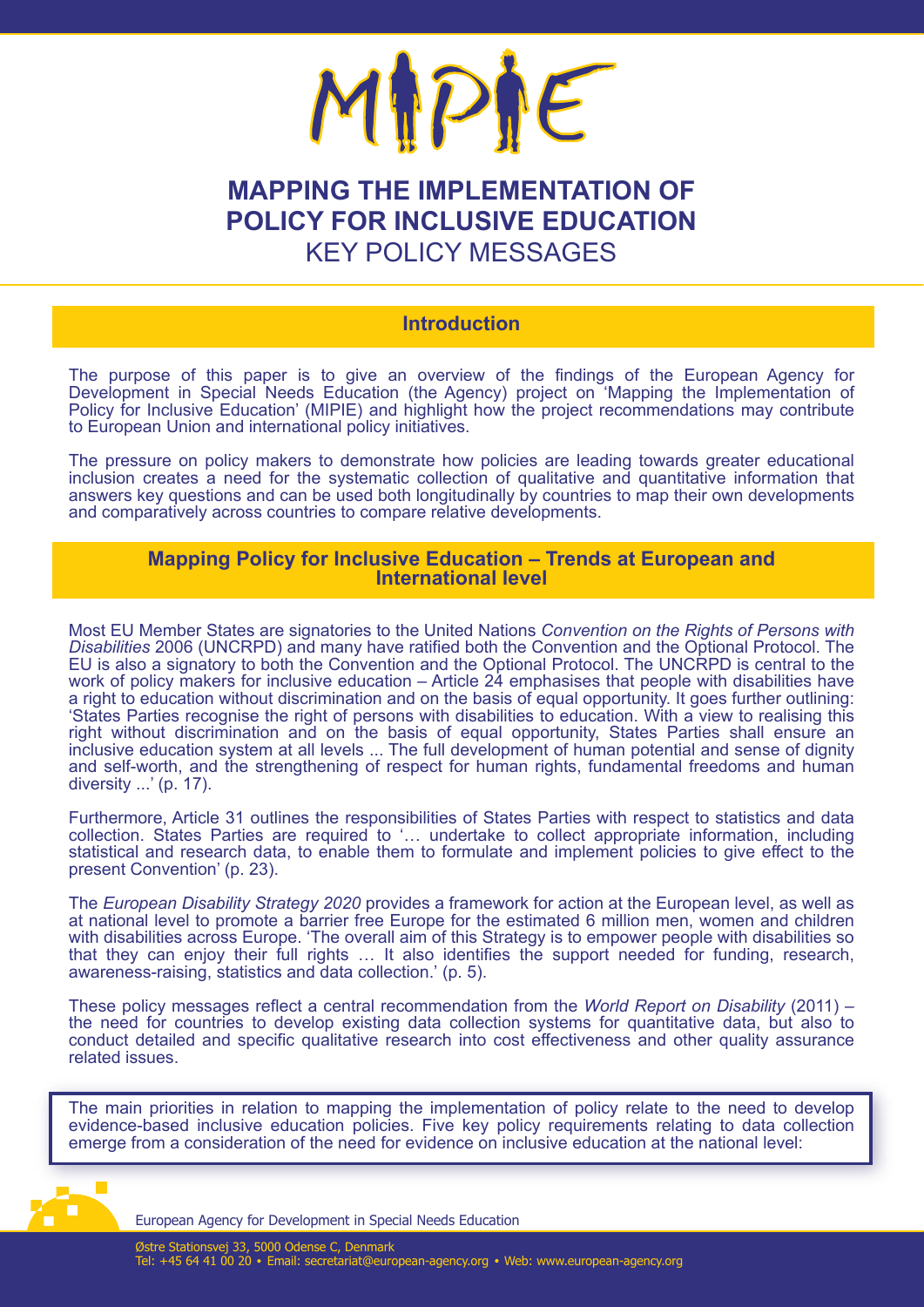# MIPIE

# MAPPING THE IMPLEMENTATION OF POLICY FOR INCLUSIVE EDUCATION

## KEY POLICY MESSAGES

## Introduction

The purpose of this paper is to give an overview of the findings of the European Agency for Development in Special Needs Education (the Agency) project on 'Mapping the Implementation of Policy for Inclusive Education' (MIPIE) and highlight how the project recommendations may contribute to European Union and international policy initiatives.

The pressure on policy makers to demonstrate how policies are leading towards greater educational inclusion creates a need for the systematic collection of qualitative and quantitative information that answers key questions and can be used both longitudinally by countries to map their own developments and comparatively across countries to compare relative developments.

## Mapping Policy for Inclusive Education – Trends at European and International level

Most EU Member States are signatories to the United Nations *Convention on the Rights of Persons with Disabilities* 2006 (UNCRPD) and many have ratified both the Convention and the Optional Protocol. The EU is also a signatory to both the Convention and the Optional Protocol. The UNCRPD is central to the work of policy makers for inclusive education – Article 24 emphasises that people with disabilities have a right to education without discrimination and on the basis of equal opportunity. It goes further outlining: 'States Parties recognise the right of persons with disabilities to education. With a view to realising this right without discrimination and on the basis of equal opportunity, States Parties shall ensure an inclusive education system at all levels ... The full development of human potential and sense of dignity and self-worth, and the strengthening of respect for human rights, fundamental freedoms and human diversity ...' (p. 17).

Furthermore, Article 31 outlines the responsibilities of States Parties with respect to statistics and data collection. States Parties are required to '… undertake to collect appropriate information, including statistical and research data, to enable them to formulate and implement policies to give effect to the present Convention' (p. 23).

The *European Disability Strategy 2020* provides a framework for action at the European level, as well as at national level to promote a barrier free Europe for the estimated 6 million men, women and children with disabilities across Europe. 'The overall aim of this Strategy is to empower people with disabilities so that they can enjoy their full rights … It also identifies the support needed for funding, research, awareness-raising, statistics and data collection.' (p. 5).

These policy messages reflect a central recommendation from the *World Report on Disability* (2011) – the need for countries to develop existing data collection systems for quantitative data, but also to conduct detailed and specific qualitative research into cost effectiveness and other quality assurance related issues.

The main priorities in relation to mapping the implementation of policy relate to the need to develop evidence-based inclusive education policies. Five key policy requirements relating to data collection emerge from a consideration of the need for evidence on inclusive education at the national level:

European Agency for Development in Special Needs Education

Østre Stationsvej 33, 5000 Odense C, Denmark
Tel: +45 64 41 00 20 • Email: secretariat@european-agency.org • Web: www.european-agency.org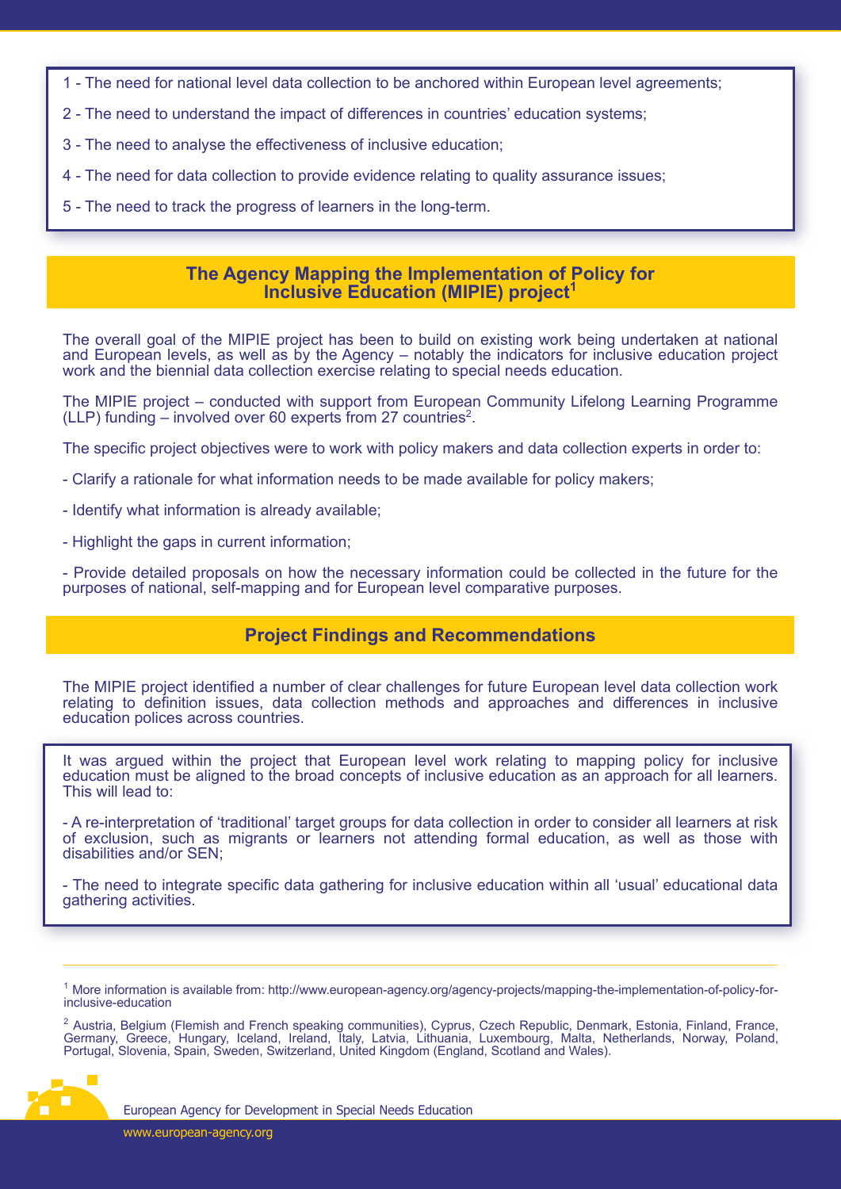1 - The need for national level data collection to be anchored within European level agreements;

2 - The need to understand the impact of differences in countries' education systems;

3 - The need to analyse the effectiveness of inclusive education;

4 - The need for data collection to provide evidence relating to quality assurance issues;

5 - The need to track the progress of learners in the long-term.

## The Agency Mapping the Implementation of Policy for Inclusive Education (MIPIE) project[1]

The overall goal of the MIPIE project has been to build on existing work being undertaken at national and European levels, as well as by the Agency – notably the indicators for inclusive education project work and the biennial data collection exercise relating to special needs education.

The MIPIE project – conducted with support from European Community Lifelong Learning Programme (LLP) funding – involved over 60 experts from 27 countries[2].

The specific project objectives were to work with policy makers and data collection experts in order to:

- Clarify a rationale for what information needs to be made available for policy makers;

- Identify what information is already available;

- Highlight the gaps in current information;

- Provide detailed proposals on how the necessary information could be collected in the future for the purposes of national, self-mapping and for European level comparative purposes.

## Project Findings and Recommendations

The MIPIE project identified a number of clear challenges for future European level data collection work relating to definition issues, data collection methods and approaches and differences in inclusive education polices across countries.

It was argued within the project that European level work relating to mapping policy for inclusive education must be aligned to the broad concepts of inclusive education as an approach for all learners. This will lead to:

- A re-interpretation of 'traditional' target groups for data collection in order to consider all learners at risk of exclusion, such as migrants or learners not attending formal education, as well as those with disabilities and/or SEN;

- The need to integrate specific data gathering for inclusive education within all 'usual' educational data gathering activities.

---

[1] More information is available from: http://www.european-agency.org/agency-projects/mapping-the-implementation-of-policy-for-inclusive-education

[2] Austria, Belgium (Flemish and French speaking communities), Cyprus, Czech Republic, Denmark, Estonia, Finland, France, Germany, Greece, Hungary, Iceland, Ireland, Italy, Latvia, Lithuania, Luxembourg, Malta, Netherlands, Norway, Poland, Portugal, Slovenia, Spain, Sweden, Switzerland, United Kingdom (England, Scotland and Wales).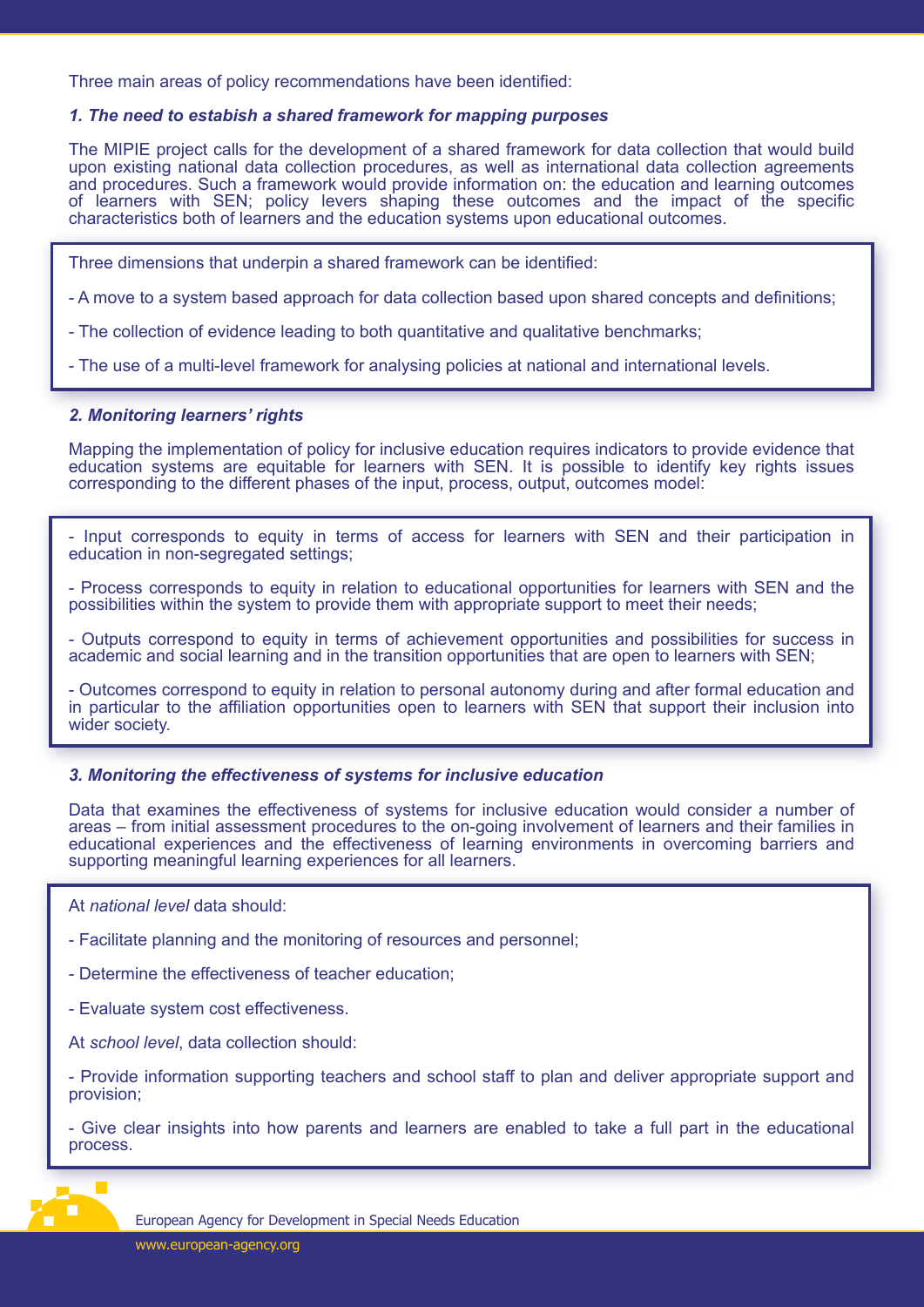Three main areas of policy recommendations have been identified:

***1. The need to estabish a shared framework for mapping purposes***

The MIPIE project calls for the development of a shared framework for data collection that would build upon existing national data collection procedures, as well as international data collection agreements and procedures. Such a framework would provide information on: the education and learning outcomes of learners with SEN; policy levers shaping these outcomes and the impact of the specific characteristics both of learners and the education systems upon educational outcomes.

Three dimensions that underpin a shared framework can be identified:

- A move to a system based approach for data collection based upon shared concepts and definitions;
- The collection of evidence leading to both quantitative and qualitative benchmarks;
- The use of a multi-level framework for analysing policies at national and international levels.

***2. Monitoring learners' rights***

Mapping the implementation of policy for inclusive education requires indicators to provide evidence that education systems are equitable for learners with SEN. It is possible to identify key rights issues corresponding to the different phases of the input, process, output, outcomes model:

- Input corresponds to equity in terms of access for learners with SEN and their participation in education in non-segregated settings;
- Process corresponds to equity in relation to educational opportunities for learners with SEN and the possibilities within the system to provide them with appropriate support to meet their needs;
- Outputs correspond to equity in terms of achievement opportunities and possibilities for success in academic and social learning and in the transition opportunities that are open to learners with SEN;
- Outcomes correspond to equity in relation to personal autonomy during and after formal education and in particular to the affiliation opportunities open to learners with SEN that support their inclusion into wider society.

***3. Monitoring the effectiveness of systems for inclusive education***

Data that examines the effectiveness of systems for inclusive education would consider a number of areas – from initial assessment procedures to the on-going involvement of learners and their families in educational experiences and the effectiveness of learning environments in overcoming barriers and supporting meaningful learning experiences for all learners.

At *national level* data should:

- Facilitate planning and the monitoring of resources and personnel;
- Determine the effectiveness of teacher education;
- Evaluate system cost effectiveness.

At *school level*, data collection should:

- Provide information supporting teachers and school staff to plan and deliver appropriate support and provision;
- Give clear insights into how parents and learners are enabled to take a full part in the educational process.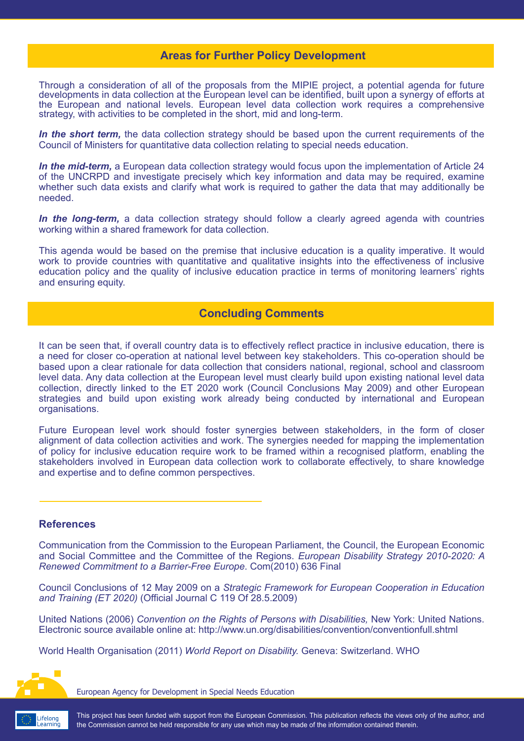## Areas for Further Policy Development

Through a consideration of all of the proposals from the MIPIE project, a potential agenda for future developments in data collection at the European level can be identified, built upon a synergy of efforts at the European and national levels. European level data collection work requires a comprehensive strategy, with activities to be completed in the short, mid and long-term.

***In the short term,*** the data collection strategy should be based upon the current requirements of the Council of Ministers for quantitative data collection relating to special needs education.

***In the mid-term,*** a European data collection strategy would focus upon the implementation of Article 24 of the UNCRPD and investigate precisely which key information and data may be required, examine whether such data exists and clarify what work is required to gather the data that may additionally be needed.

***In the long-term,*** a data collection strategy should follow a clearly agreed agenda with countries working within a shared framework for data collection.

This agenda would be based on the premise that inclusive education is a quality imperative. It would work to provide countries with quantitative and qualitative insights into the effectiveness of inclusive education policy and the quality of inclusive education practice in terms of monitoring learners' rights and ensuring equity.

## Concluding Comments

It can be seen that, if overall country data is to effectively reflect practice in inclusive education, there is a need for closer co-operation at national level between key stakeholders. This co-operation should be based upon a clear rationale for data collection that considers national, regional, school and classroom level data. Any data collection at the European level must clearly build upon existing national level data collection, directly linked to the ET 2020 work (Council Conclusions May 2009) and other European strategies and build upon existing work already being conducted by international and European organisations.

Future European level work should foster synergies between stakeholders, in the form of closer alignment of data collection activities and work. The synergies needed for mapping the implementation of policy for inclusive education require work to be framed within a recognised platform, enabling the stakeholders involved in European data collection work to collaborate effectively, to share knowledge and expertise and to define common perspectives.

### References

Communication from the Commission to the European Parliament, the Council, the European Economic and Social Committee and the Committee of the Regions. *European Disability Strategy 2010-2020: A Renewed Commitment to a Barrier-Free Europe*. Com(2010) 636 Final

Council Conclusions of 12 May 2009 on a *Strategic Framework for European Cooperation in Education and Training (ET 2020)* (Official Journal C 119 Of 28.5.2009)

United Nations (2006) *Convention on the Rights of Persons with Disabilities,* New York: United Nations. Electronic source available online at: http://www.un.org/disabilities/convention/conventionfull.shtml

World Health Organisation (2011) *World Report on Disability.* Geneva: Switzerland. WHO

European Agency for Development in Special Needs Education

This project has been funded with support from the European Commission. This publication reflects the views only of the author, and the Commission cannot be held responsible for any use which may be made of the information contained therein.